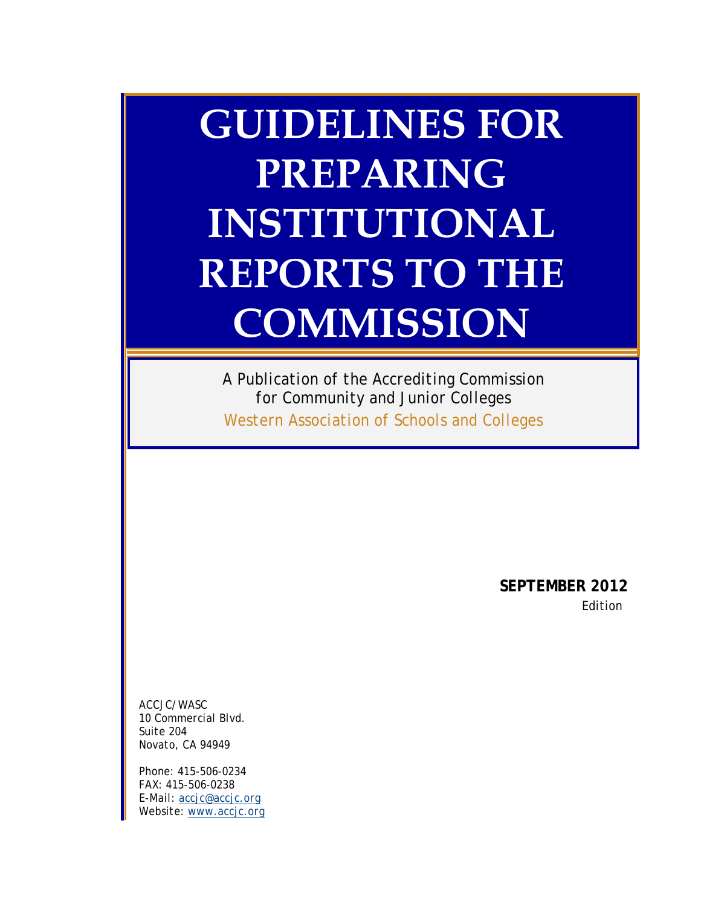# GUIDELINES FOR PREPARING INSTITUTIONAL REPORTS TO THE COMMISSION

A Publication of the Accrediting Commission for Community and Junior Colleges

Western Association of Schools and Colleges

**SEPTEMBER 2012**

Edition

ACCJC/WASC
10 Commercial Blvd.
Suite 204
Novato, CA 94949

Phone: 415-506-0234
FAX: 415-506-0238
E-Mail: accjc@accjc.org
Website: www.accjc.org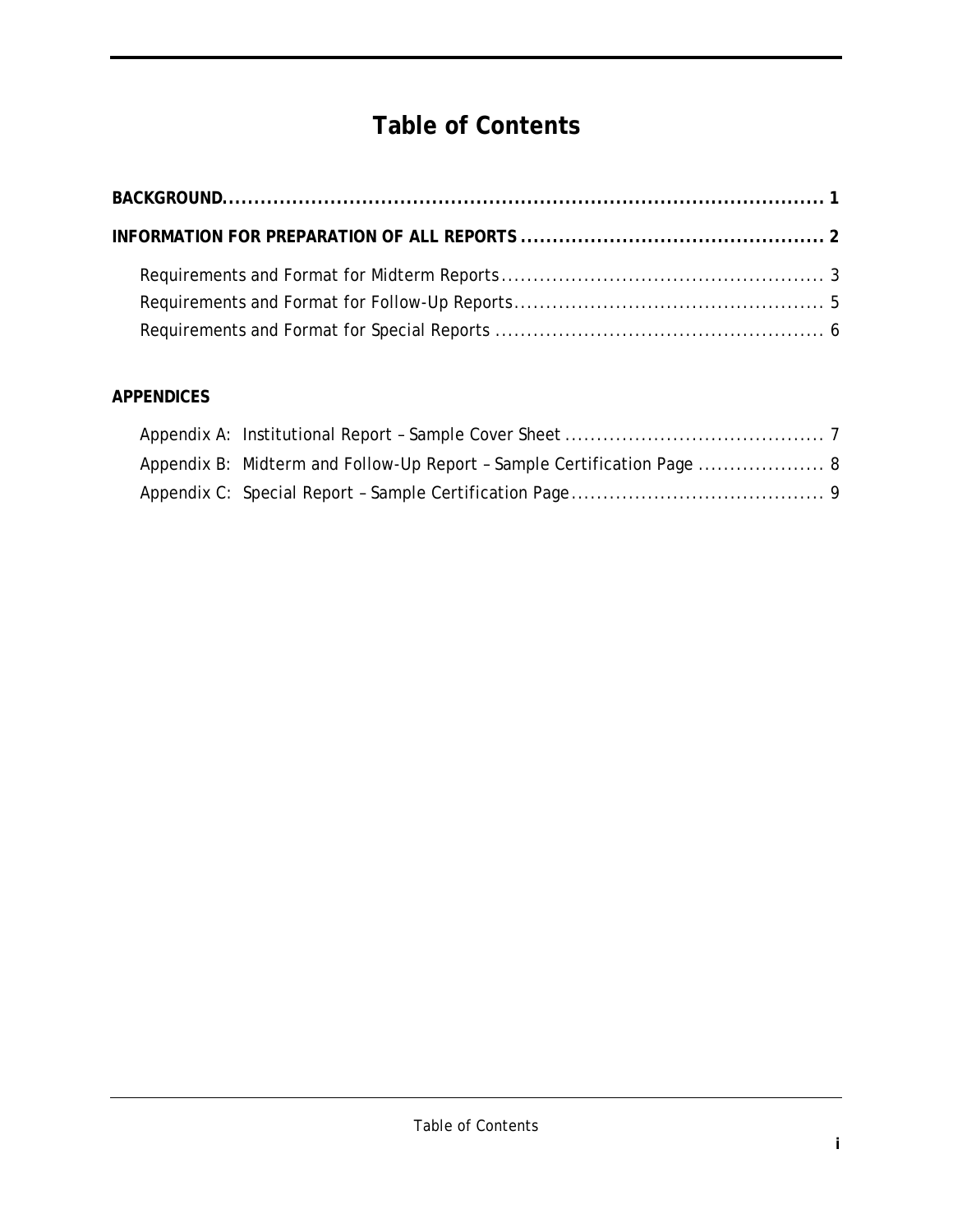# Table of Contents

**BACKGROUND** .......... 1

**INFORMATION FOR PREPARATION OF ALL REPORTS** .......... 2

- Requirements and Format for Midterm Reports .......... 3
- Requirements and Format for Follow-Up Reports .......... 5
- Requirements and Format for Special Reports .......... 6

**APPENDICES**

- Appendix A: Institutional Report – Sample Cover Sheet .......... 7
- Appendix B: Midterm and Follow-Up Report – Sample Certification Page .......... 8
- Appendix C: Special Report – Sample Certification Page .......... 9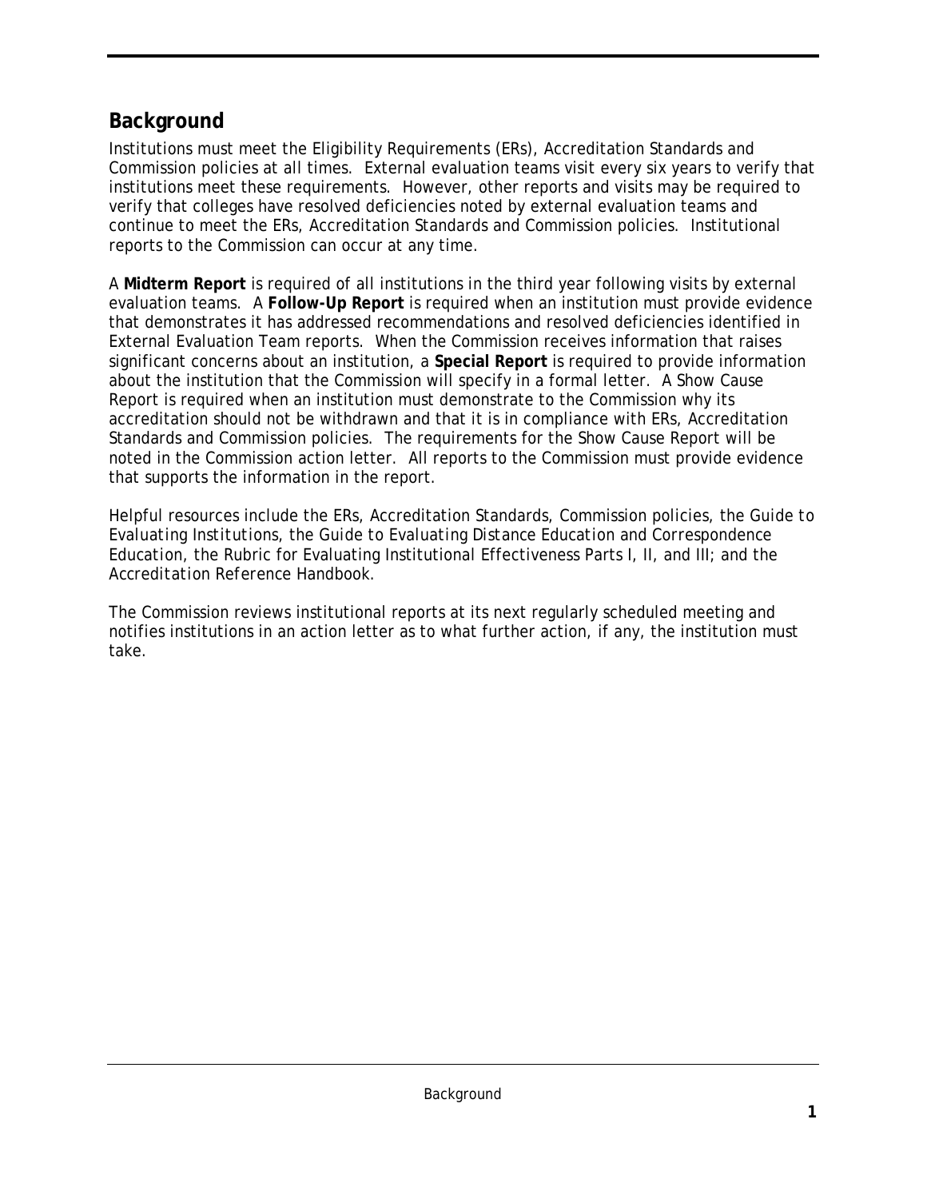## Background

Institutions must meet the Eligibility Requirements (ERs), Accreditation Standards and Commission policies at all times. External evaluation teams visit every six years to verify that institutions meet these requirements. However, other reports and visits may be required to verify that colleges have resolved deficiencies noted by external evaluation teams and continue to meet the ERs, Accreditation Standards and Commission policies. Institutional reports to the Commission can occur at any time.

A **Midterm Report** is required of all institutions in the third year following visits by external evaluation teams. A **Follow-Up Report** is required when an institution must provide evidence that demonstrates it has addressed recommendations and resolved deficiencies identified in External Evaluation Team reports. When the Commission receives information that raises significant concerns about an institution, a **Special Report** is required to provide information about the institution that the Commission will specify in a formal letter. A Show Cause Report is required when an institution must demonstrate to the Commission why its accreditation should not be withdrawn and that it is in compliance with ERs, Accreditation Standards and Commission policies. The requirements for the Show Cause Report will be noted in the Commission action letter. All reports to the Commission must provide evidence that supports the information in the report.

Helpful resources include the ERs, Accreditation Standards, Commission policies, the *Guide to Evaluating Institutions*, the *Guide to Evaluating Distance Education and Correspondence Education*, the Rubric for Evaluating Institutional Effectiveness Parts I, II, and III; and the *Accreditation Reference Handbook*.

The Commission reviews institutional reports at its next regularly scheduled meeting and notifies institutions in an action letter as to what further action, if any, the institution must take.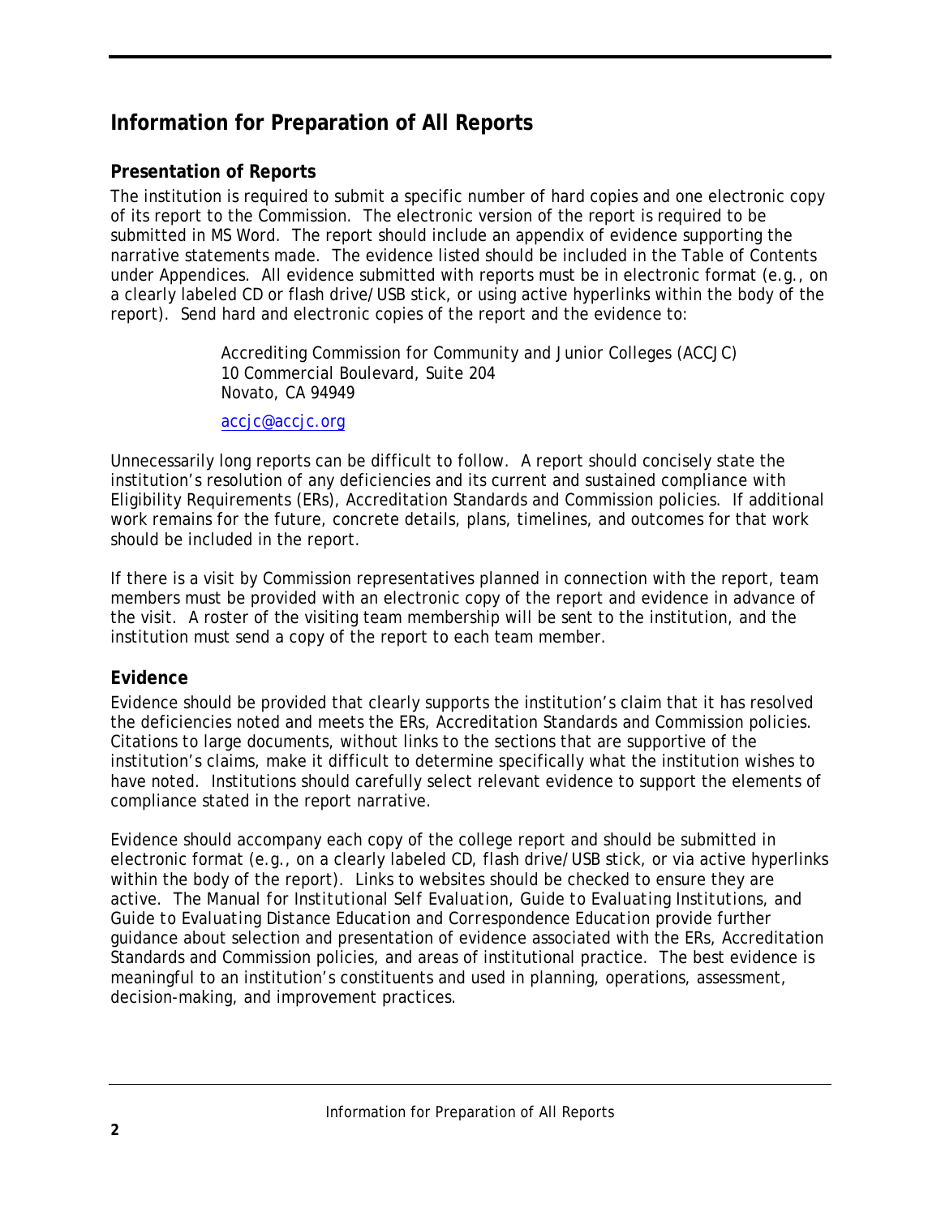## Information for Preparation of All Reports

### Presentation of Reports

The institution is required to submit a specific number of hard copies and one electronic copy of its report to the Commission. The electronic version of the report is required to be submitted in MS Word. The report should include an appendix of evidence supporting the narrative statements made. The evidence listed should be included in the Table of Contents under Appendices. All evidence submitted with reports must be in electronic format (e.g., on a clearly labeled CD or flash drive/USB stick, or using active hyperlinks within the body of the report). Send hard and electronic copies of the report and the evidence to:

> Accrediting Commission for Community and Junior Colleges (ACCJC)
> 10 Commercial Boulevard, Suite 204
> Novato, CA 94949
>
> accjc@accjc.org

Unnecessarily long reports can be difficult to follow. A report should concisely state the institution's resolution of any deficiencies and its current and sustained compliance with Eligibility Requirements (ERs), Accreditation Standards and Commission policies. If additional work remains for the future, concrete details, plans, timelines, and outcomes for that work should be included in the report.

If there is a visit by Commission representatives planned in connection with the report, team members must be provided with an electronic copy of the report and evidence in advance of the visit. A roster of the visiting team membership will be sent to the institution, and the institution must send a copy of the report to each team member.

### Evidence

Evidence should be provided that clearly supports the institution's claim that it has resolved the deficiencies noted and meets the ERs, Accreditation Standards and Commission policies. Citations to large documents, without links to the sections that are supportive of the institution's claims, make it difficult to determine specifically what the institution wishes to have noted. Institutions should carefully select relevant evidence to support the elements of compliance stated in the report narrative.

Evidence should accompany each copy of the college report and should be submitted in electronic format (e.g., on a clearly labeled CD, flash drive/USB stick, or via active hyperlinks within the body of the report). Links to websites should be checked to ensure they are active. The *Manual for Institutional Self Evaluation*, *Guide to Evaluating Institutions*, and *Guide to Evaluating Distance Education and Correspondence Education* provide further guidance about selection and presentation of evidence associated with the ERs, Accreditation Standards and Commission policies, and areas of institutional practice. The best evidence is meaningful to an institution's constituents and used in planning, operations, assessment, decision-making, and improvement practices.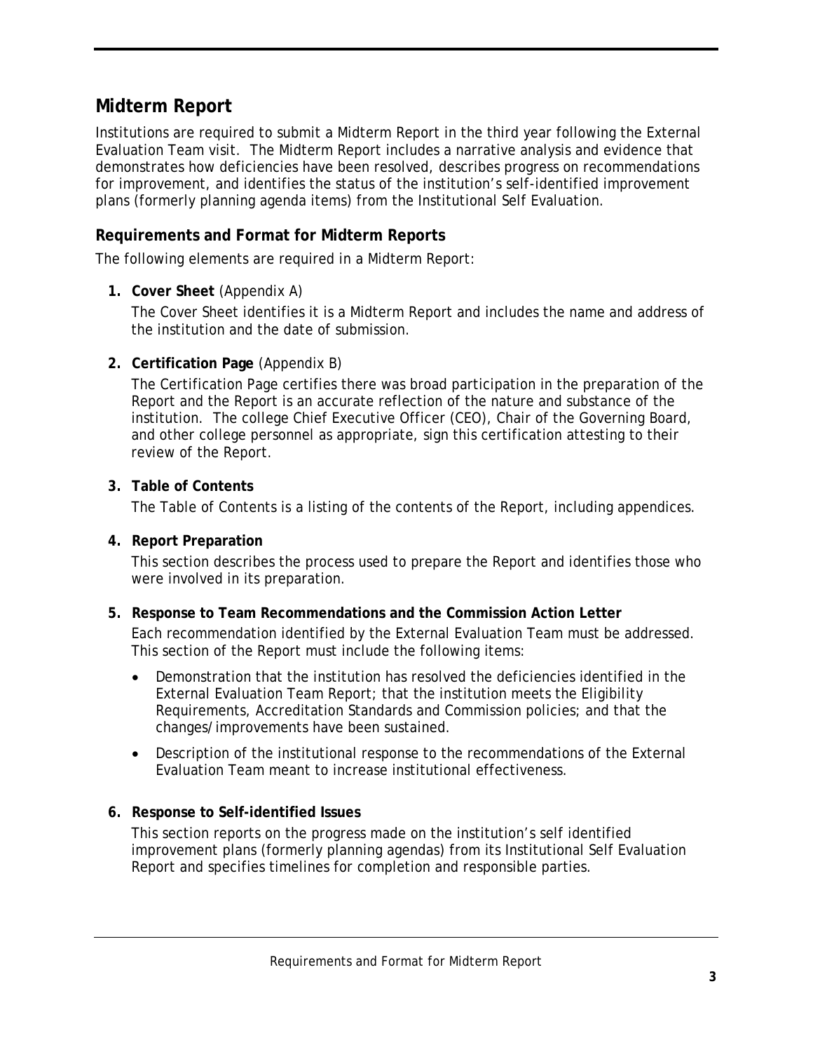## Midterm Report

Institutions are required to submit a Midterm Report in the third year following the External Evaluation Team visit. The Midterm Report includes a narrative analysis and evidence that demonstrates how deficiencies have been resolved, describes progress on recommendations for improvement, and identifies the status of the institution's self-identified improvement plans (formerly planning agenda items) from the Institutional Self Evaluation.

### Requirements and Format for Midterm Reports

The following elements are required in a Midterm Report:

1. **Cover Sheet** (Appendix A)

   The Cover Sheet identifies it is a Midterm Report and includes the name and address of the institution and the date of submission.

2. **Certification Page** (Appendix B)

   The Certification Page certifies there was broad participation in the preparation of the Report and the Report is an accurate reflection of the nature and substance of the institution. The college Chief Executive Officer (CEO), Chair of the Governing Board, and other college personnel as appropriate, sign this certification attesting to their review of the Report.

3. **Table of Contents**

   The Table of Contents is a listing of the contents of the Report, including appendices.

4. **Report Preparation**

   This section describes the process used to prepare the Report and identifies those who were involved in its preparation.

5. **Response to Team Recommendations and the Commission Action Letter**

   Each recommendation identified by the External Evaluation Team must be addressed. This section of the Report must include the following items:

   - Demonstration that the institution has resolved the deficiencies identified in the External Evaluation Team Report; that the institution meets the Eligibility Requirements, Accreditation Standards and Commission policies; and that the changes/improvements have been sustained.
   - Description of the institutional response to the recommendations of the External Evaluation Team meant to increase institutional effectiveness.

6. **Response to Self-identified Issues**

   This section reports on the progress made on the institution's self identified improvement plans (formerly planning agendas) from its Institutional Self Evaluation Report and specifies timelines for completion and responsible parties.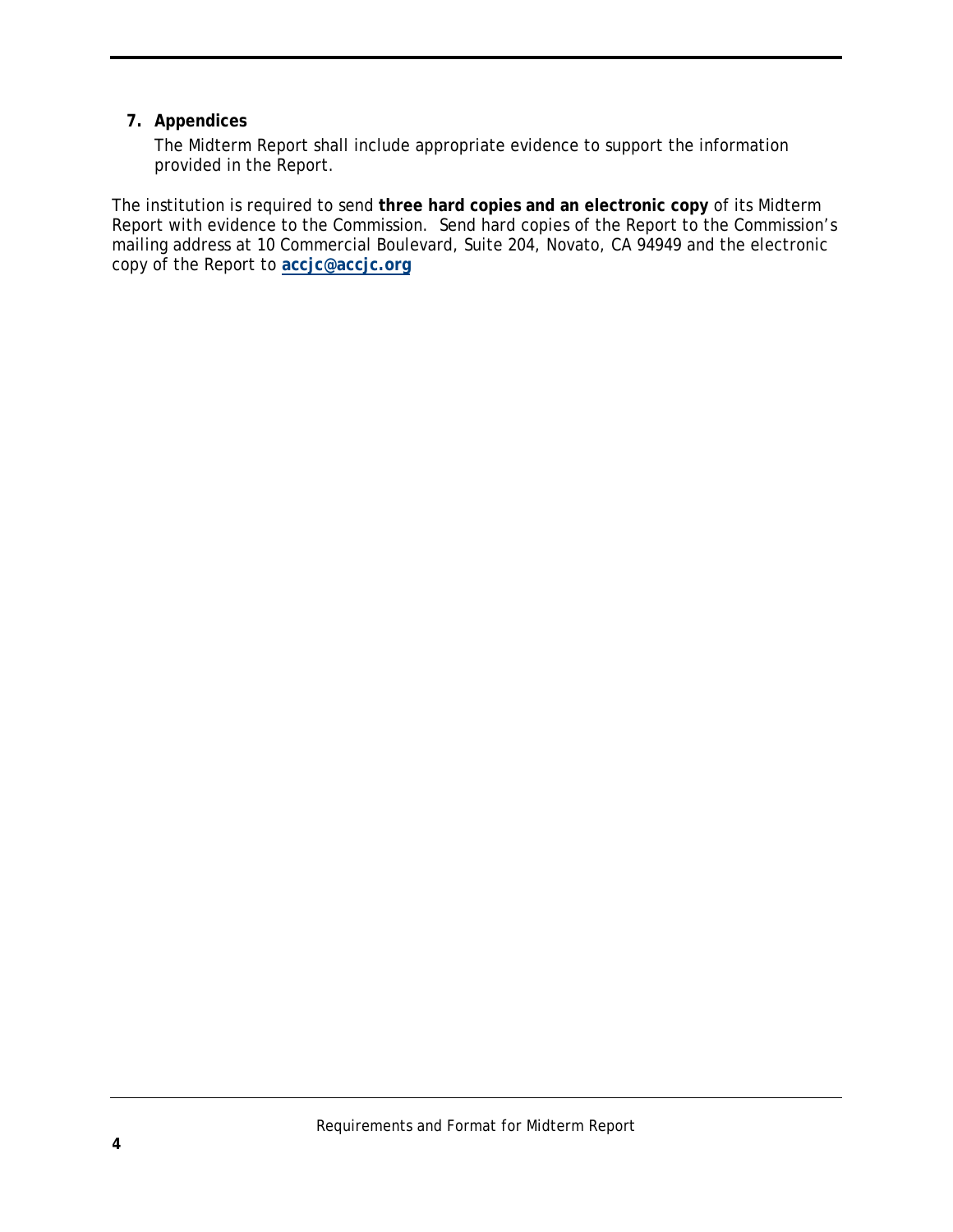**7. Appendices**

The Midterm Report shall include appropriate evidence to support the information provided in the Report.

The institution is required to send **three hard copies and an electronic copy** of its Midterm Report with evidence to the Commission. Send hard copies of the Report to the Commission's mailing address at 10 Commercial Boulevard, Suite 204, Novato, CA 94949 and the electronic copy of the Report to **accjc@accjc.org**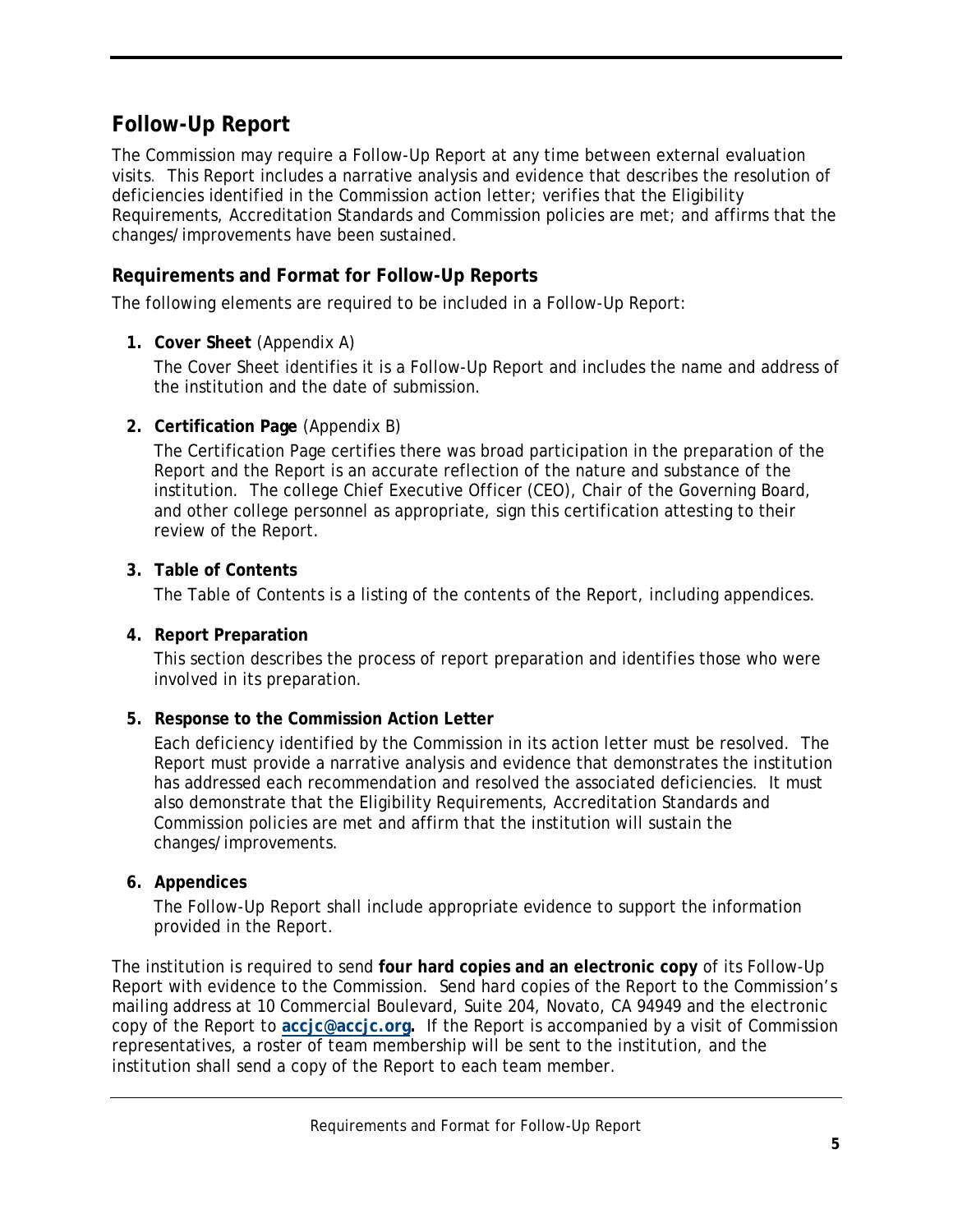## Follow-Up Report

The Commission may require a Follow-Up Report at any time between external evaluation visits. This Report includes a narrative analysis and evidence that describes the resolution of deficiencies identified in the Commission action letter; verifies that the Eligibility Requirements, Accreditation Standards and Commission policies are met; and affirms that the changes/improvements have been sustained.

### Requirements and Format for Follow-Up Reports

The following elements are required to be included in a Follow-Up Report:

1. **Cover Sheet** (Appendix A)

   The Cover Sheet identifies it is a Follow-Up Report and includes the name and address of the institution and the date of submission.

2. **Certification Page** (Appendix B)

   The Certification Page certifies there was broad participation in the preparation of the Report and the Report is an accurate reflection of the nature and substance of the institution. The college Chief Executive Officer (CEO), Chair of the Governing Board, and other college personnel as appropriate, sign this certification attesting to their review of the Report.

3. **Table of Contents**

   The Table of Contents is a listing of the contents of the Report, including appendices.

4. **Report Preparation**

   This section describes the process of report preparation and identifies those who were involved in its preparation.

5. **Response to the Commission Action Letter**

   Each deficiency identified by the Commission in its action letter must be resolved. The Report must provide a narrative analysis and evidence that demonstrates the institution has addressed each recommendation and resolved the associated deficiencies. It must also demonstrate that the Eligibility Requirements, Accreditation Standards and Commission policies are met and affirm that the institution will sustain the changes/improvements.

6. **Appendices**

   The Follow-Up Report shall include appropriate evidence to support the information provided in the Report.

The institution is required to send **four hard copies and an electronic copy** of its Follow-Up Report with evidence to the Commission. Send hard copies of the Report to the Commission's mailing address at 10 Commercial Boulevard, Suite 204, Novato, CA 94949 and the electronic copy of the Report to **accjc@accjc.org.** If the Report is accompanied by a visit of Commission representatives, a roster of team membership will be sent to the institution, and the institution shall send a copy of the Report to each team member.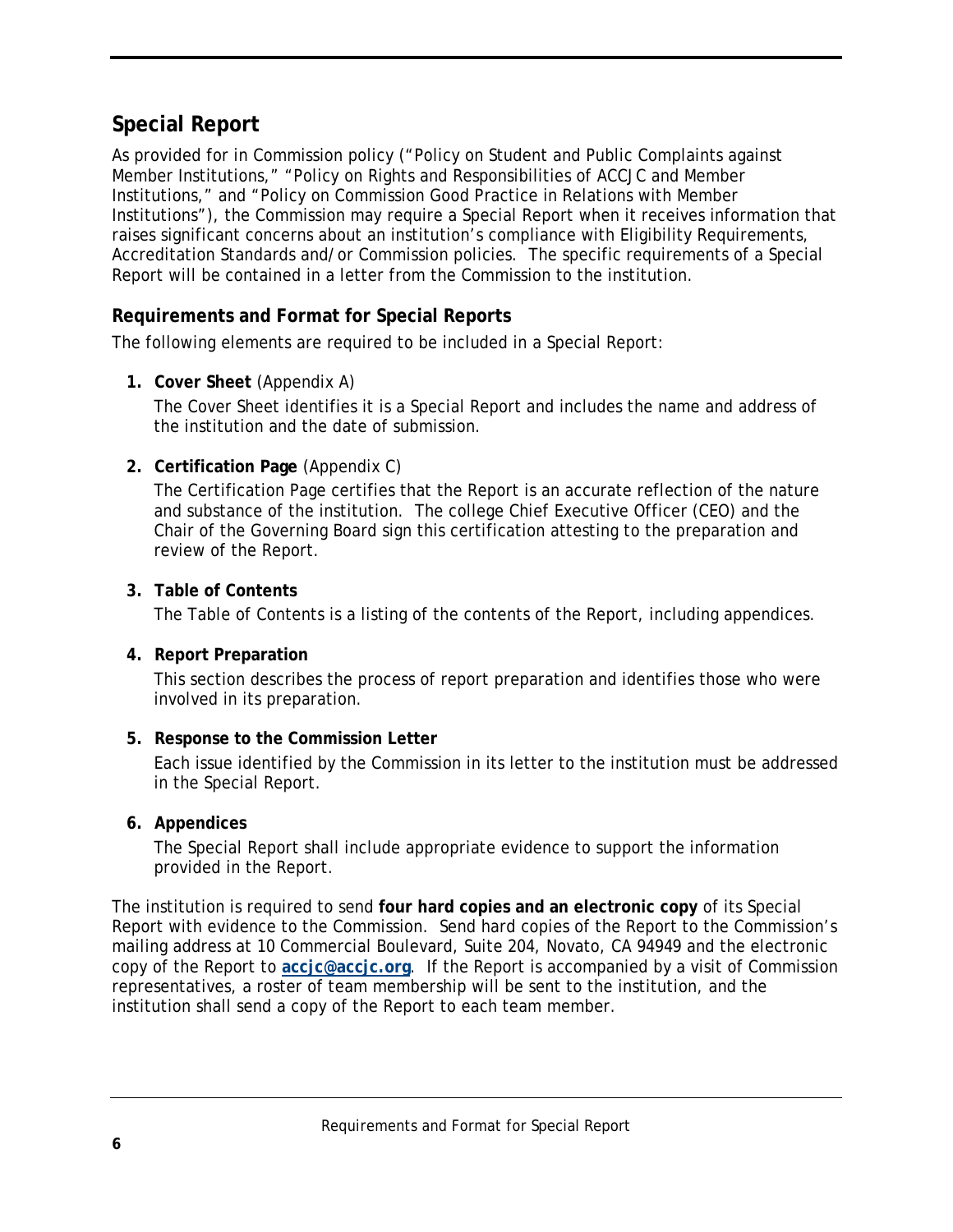## Special Report

As provided for in Commission policy ("Policy on Student and Public Complaints against Member Institutions," "Policy on Rights and Responsibilities of ACCJC and Member Institutions," and "Policy on Commission Good Practice in Relations with Member Institutions"), the Commission may require a Special Report when it receives information that raises significant concerns about an institution's compliance with Eligibility Requirements, Accreditation Standards and/or Commission policies. The specific requirements of a Special Report will be contained in a letter from the Commission to the institution.

### Requirements and Format for Special Reports

The following elements are required to be included in a Special Report:

1. **Cover Sheet** (Appendix A)

   The Cover Sheet identifies it is a Special Report and includes the name and address of the institution and the date of submission.

2. **Certification Page** (Appendix C)

   The Certification Page certifies that the Report is an accurate reflection of the nature and substance of the institution. The college Chief Executive Officer (CEO) and the Chair of the Governing Board sign this certification attesting to the preparation and review of the Report.

3. **Table of Contents**

   The Table of Contents is a listing of the contents of the Report, including appendices.

4. **Report Preparation**

   This section describes the process of report preparation and identifies those who were involved in its preparation.

5. **Response to the Commission Letter**

   Each issue identified by the Commission in its letter to the institution must be addressed in the Special Report.

6. **Appendices**

   The Special Report shall include appropriate evidence to support the information provided in the Report.

The institution is required to send **four hard copies and an electronic copy** of its Special Report with evidence to the Commission. Send hard copies of the Report to the Commission's mailing address at 10 Commercial Boulevard, Suite 204, Novato, CA 94949 and the electronic copy of the Report to **accjc@accjc.org**. If the Report is accompanied by a visit of Commission representatives, a roster of team membership will be sent to the institution, and the institution shall send a copy of the Report to each team member.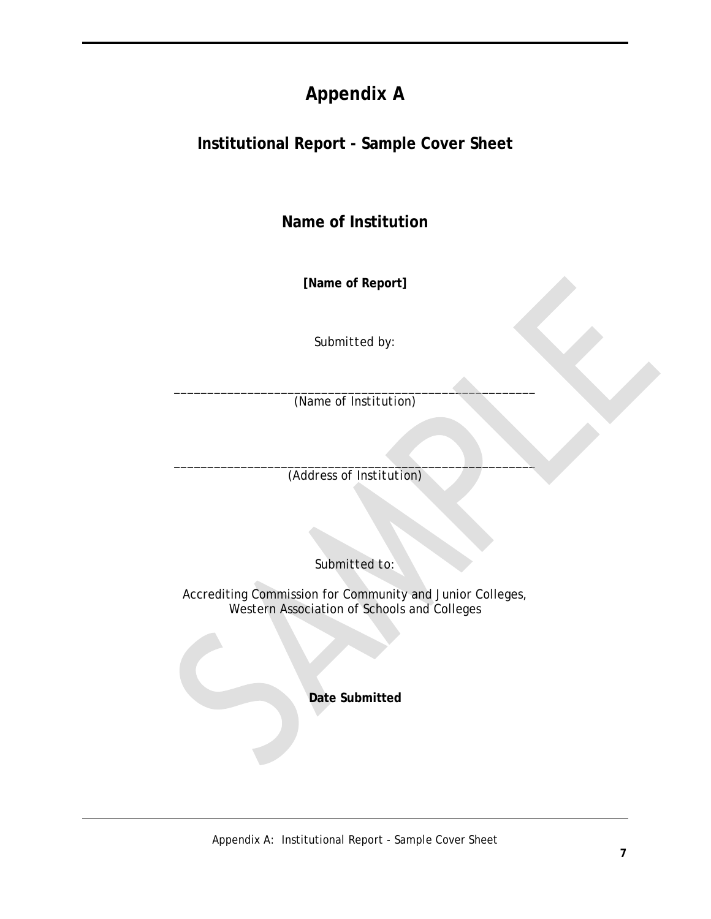# Appendix A

## Institutional Report - Sample Cover Sheet

### Name of Institution

**[Name of Report]**

*Submitted by:*

_______________________________________________________
*(Name of Institution)*

_______________________________________________________
*(Address of Institution)*

*Submitted to:*

Accrediting Commission for Community and Junior Colleges,
Western Association of Schools and Colleges

**Date Submitted**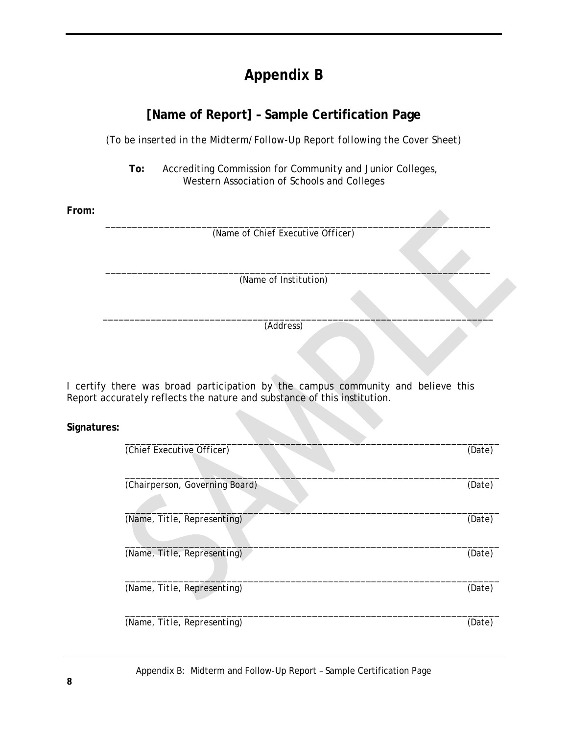# Appendix B

## [Name of Report] – Sample Certification Page

*(To be inserted in the Midterm/Follow-Up Report following the Cover Sheet)*

**To:** Accrediting Commission for Community and Junior Colleges, Western Association of Schools and Colleges

**From:**

___________________________________________________________________________
*(Name of Chief Executive Officer)*

___________________________________________________________________________
*(Name of Institution)*

___________________________________________________________________________
*(Address)*

I certify there was broad participation by the campus community and believe this Report accurately reflects the nature and substance of this institution.

**Signatures:**

___________________________________________________________________________
*(Chief Executive Officer)* *(Date)*

___________________________________________________________________________
*(Chairperson, Governing Board)* *(Date)*

___________________________________________________________________________
*(Name, Title, Representing)* *(Date)*

___________________________________________________________________________
*(Name, Title, Representing)* *(Date)*

___________________________________________________________________________
*(Name, Title, Representing)* *(Date)*

___________________________________________________________________________
*(Name, Title, Representing)* *(Date)*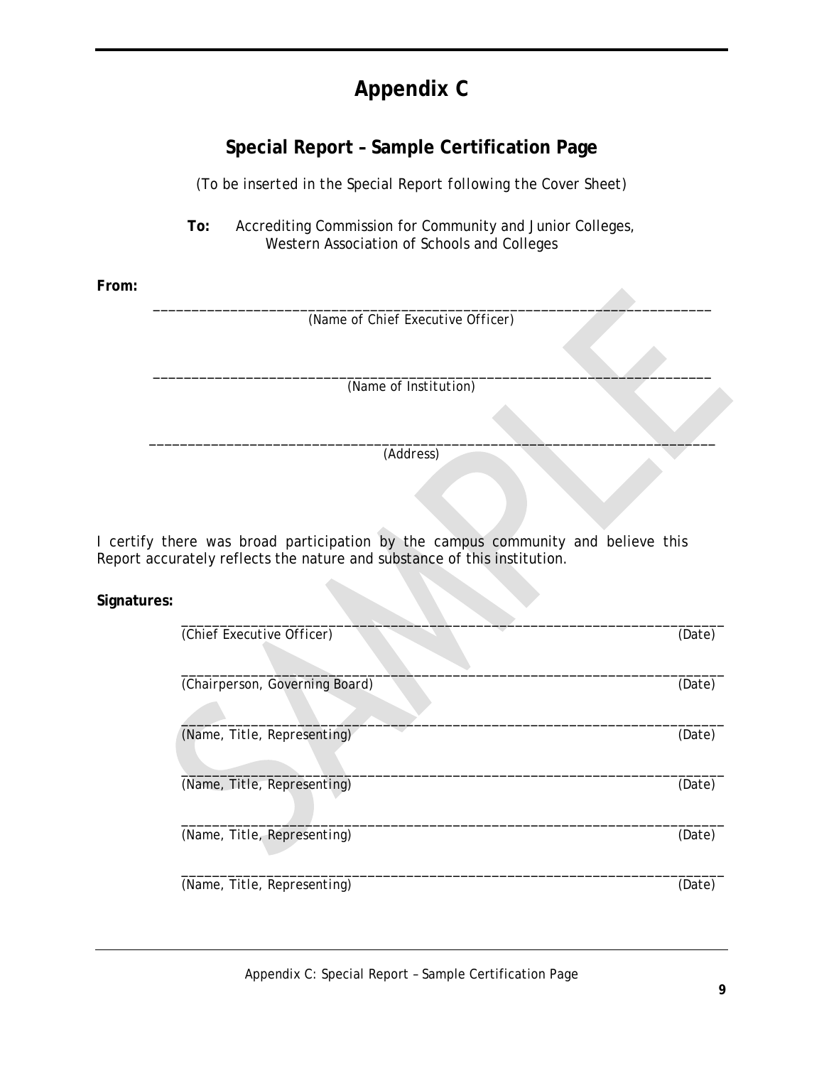# Appendix C

## Special Report – Sample Certification Page

*(To be inserted in the Special Report following the Cover Sheet)*

**To:** Accrediting Commission for Community and Junior Colleges, Western Association of Schools and Colleges

**From:**

_______________________________________________
*(Name of Chief Executive Officer)*

_______________________________________________
*(Name of Institution)*

_______________________________________________
*(Address)*

I certify there was broad participation by the campus community and believe this Report accurately reflects the nature and substance of this institution.

**Signatures:**

_______________________________________________
*(Chief Executive Officer)* *(Date)*

_______________________________________________
*(Chairperson, Governing Board)* *(Date)*

_______________________________________________
*(Name, Title, Representing)* *(Date)*

_______________________________________________
*(Name, Title, Representing)* *(Date)*

_______________________________________________
*(Name, Title, Representing)* *(Date)*

_______________________________________________
*(Name, Title, Representing)* *(Date)*

SAMPLE